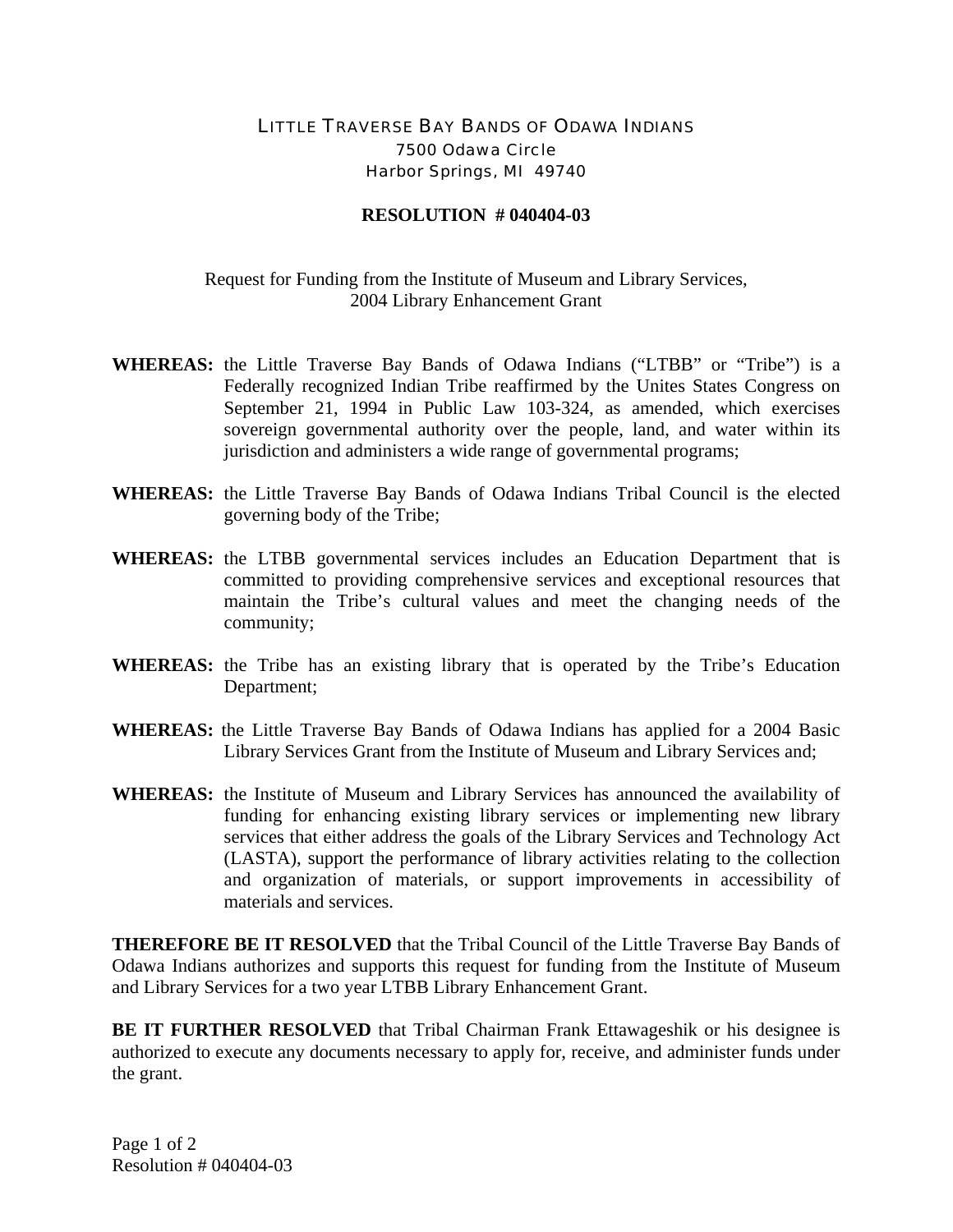LITTLE TRAVERSE BAY BANDS OF ODAWA INDIANS
7500 Odawa Circle
Harbor Springs, MI 49740

**RESOLUTION # 040404-03**

Request for Funding from the Institute of Museum and Library Services,
2004 Library Enhancement Grant

**WHEREAS:** the Little Traverse Bay Bands of Odawa Indians ("LTBB" or "Tribe") is a Federally recognized Indian Tribe reaffirmed by the Unites States Congress on September 21, 1994 in Public Law 103-324, as amended, which exercises sovereign governmental authority over the people, land, and water within its jurisdiction and administers a wide range of governmental programs;

**WHEREAS:** the Little Traverse Bay Bands of Odawa Indians Tribal Council is the elected governing body of the Tribe;

**WHEREAS:** the LTBB governmental services includes an Education Department that is committed to providing comprehensive services and exceptional resources that maintain the Tribe's cultural values and meet the changing needs of the community;

**WHEREAS:** the Tribe has an existing library that is operated by the Tribe's Education Department;

**WHEREAS:** the Little Traverse Bay Bands of Odawa Indians has applied for a 2004 Basic Library Services Grant from the Institute of Museum and Library Services and;

**WHEREAS:** the Institute of Museum and Library Services has announced the availability of funding for enhancing existing library services or implementing new library services that either address the goals of the Library Services and Technology Act (LASTA), support the performance of library activities relating to the collection and organization of materials, or support improvements in accessibility of materials and services.

**THEREFORE BE IT RESOLVED** that the Tribal Council of the Little Traverse Bay Bands of Odawa Indians authorizes and supports this request for funding from the Institute of Museum and Library Services for a two year LTBB Library Enhancement Grant.

**BE IT FURTHER RESOLVED** that Tribal Chairman Frank Ettawageshik or his designee is authorized to execute any documents necessary to apply for, receive, and administer funds under the grant.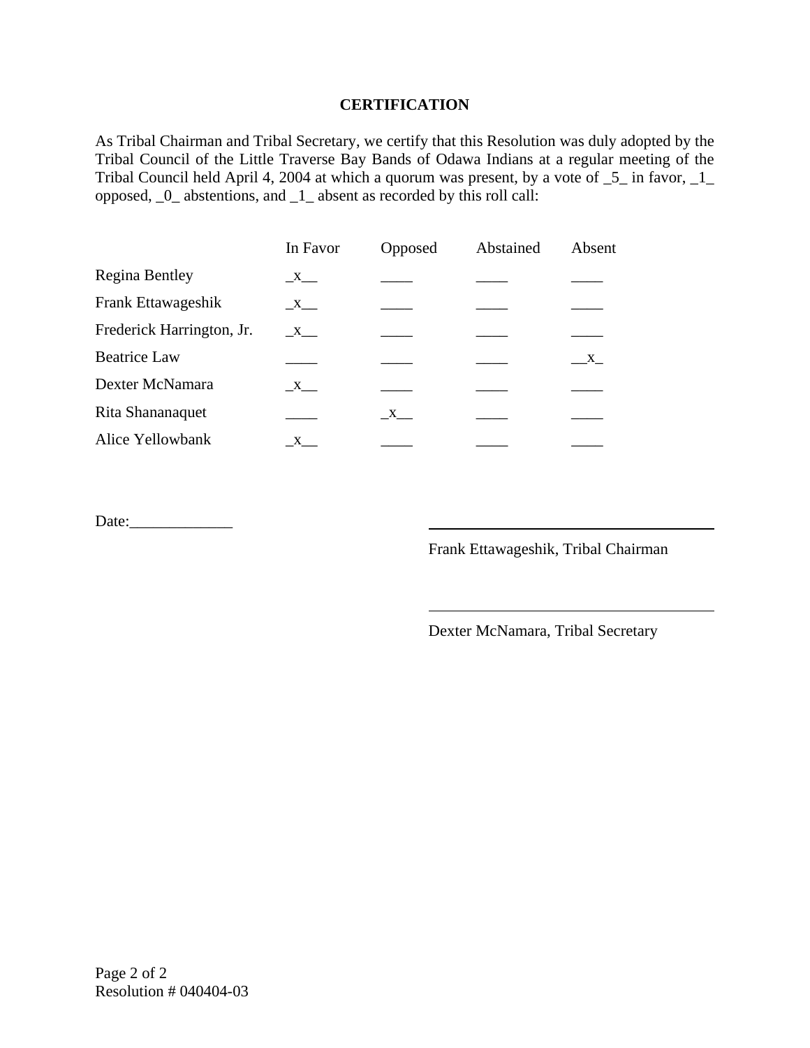**CERTIFICATION**

As Tribal Chairman and Tribal Secretary, we certify that this Resolution was duly adopted by the Tribal Council of the Little Traverse Bay Bands of Odawa Indians at a regular meeting of the Tribal Council held April 4, 2004 at which a quorum was present, by a vote of _5_ in favor, _1_ opposed, _0_ abstentions, and _1_ absent as recorded by this roll call:

| | In Favor | Opposed | Abstained | Absent |
|---|---|---|---|---|
| Regina Bentley | x | | | |
| Frank Ettawageshik | x | | | |
| Frederick Harrington, Jr. | x | | | |
| Beatrice Law | | | | x |
| Dexter McNamara | x | | | |
| Rita Shananaquet | | x | | |
| Alice Yellowbank | x | | | |

Date:_____________

_____________________________________

Frank Ettawageshik, Tribal Chairman

_____________________________________

Dexter McNamara, Tribal Secretary

Resolution # 040404-03